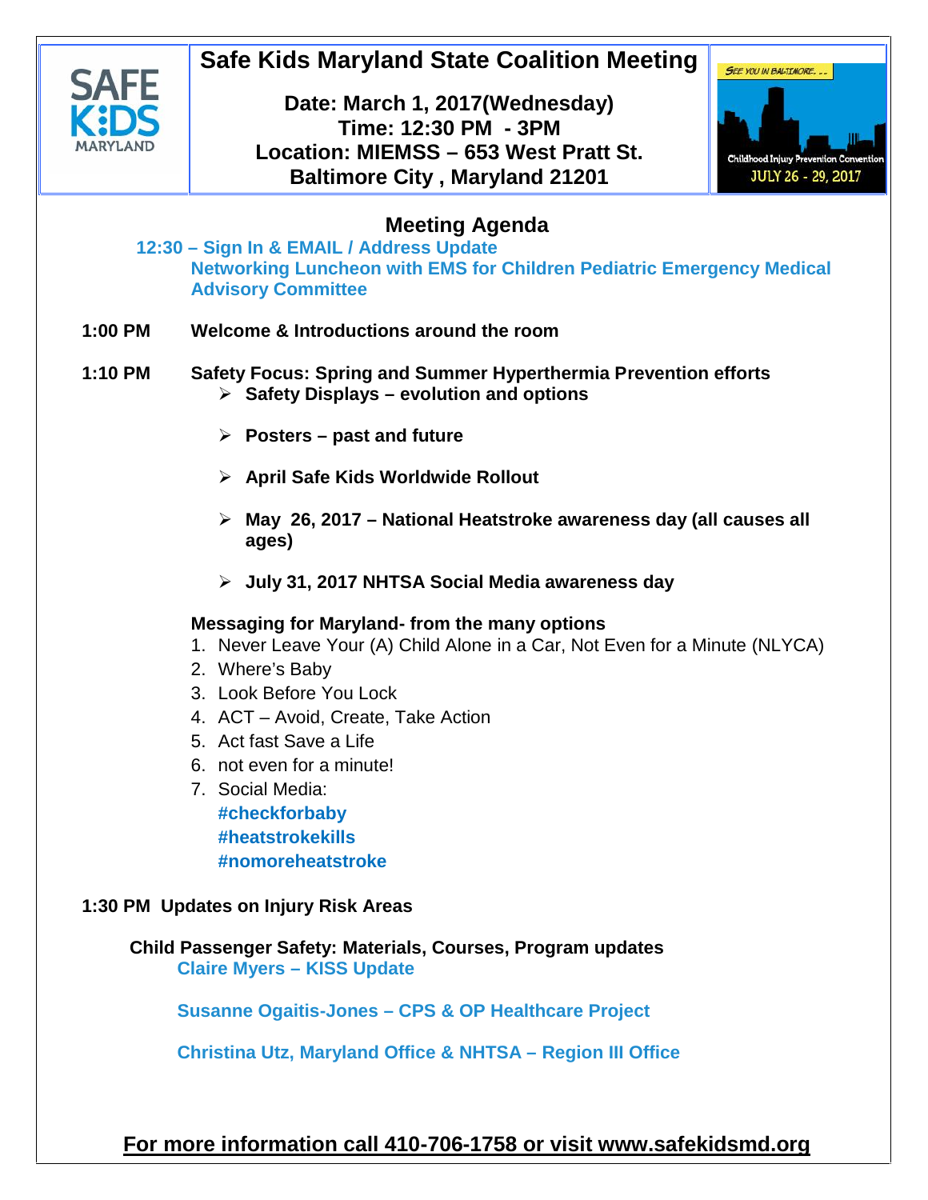# Safe Kids Maryland State Coalition Meeting

**Date: March 1, 2017(Wednesday)**
**Time: 12:30 PM - 3PM**
**Location: MIEMSS – 653 West Pratt St.**
**Baltimore City , Maryland 21201**

SEE YOU IN BALTIMORE. . .
Childhood Injury Prevention Convention
JULY 26 - 29, 2017

## Meeting Agenda

**12:30 – Sign In & EMAIL / Address Update**
**Networking Luncheon with EMS for Children Pediatric Emergency Medical Advisory Committee**

**1:00 PM** **Welcome & Introductions around the room**

**1:10 PM** **Safety Focus: Spring and Summer Hyperthermia Prevention efforts**

- **Safety Displays – evolution and options**
- **Posters – past and future**
- **April Safe Kids Worldwide Rollout**
- **May 26, 2017 – National Heatstroke awareness day (all causes all ages)**
- **July 31, 2017 NHTSA Social Media awareness day**

**Messaging for Maryland- from the many options**

1. Never Leave Your (A) Child Alone in a Car, Not Even for a Minute (NLYCA)
2. Where's Baby
3. Look Before You Lock
4. ACT – Avoid, Create, Take Action
5. Act fast Save a Life
6. not even for a minute!
7. Social Media:
   **#checkforbaby**
   **#heatstrokekills**
   **#nomoreheatstroke**

**1:30 PM Updates on Injury Risk Areas**

**Child Passenger Safety: Materials, Courses, Program updates**

**Claire Myers – KISS Update**

**Susanne Ogaitis-Jones – CPS & OP Healthcare Project**

**Christina Utz, Maryland Office & NHTSA – Region III Office**

**For more information call 410-706-1758 or visit www.safekidsmd.org**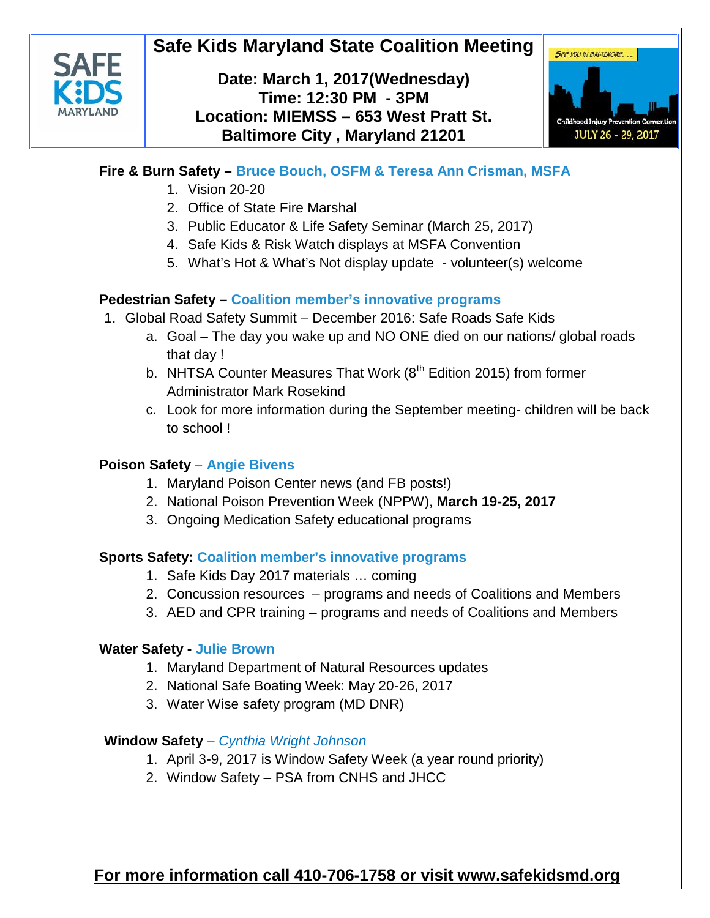# Safe Kids Maryland State Coalition Meeting

**Date: March 1, 2017(Wednesday)**
**Time: 12:30 PM - 3PM**
**Location: MIEMSS – 653 West Pratt St.**
**Baltimore City , Maryland 21201**

SEE YOU IN BALTIMORE...

Childhood Injury Prevention Convention
JULY 26 - 29, 2017

**Fire & Burn Safety – Bruce Bouch, OSFM & Teresa Ann Crisman, MSFA**

1. Vision 20-20
2. Office of State Fire Marshal
3. Public Educator & Life Safety Seminar (March 25, 2017)
4. Safe Kids & Risk Watch displays at MSFA Convention
5. What's Hot & What's Not display update - volunteer(s) welcome

**Pedestrian Safety – Coalition member's innovative programs**

1. Global Road Safety Summit – December 2016: Safe Roads Safe Kids
   a. Goal – The day you wake up and NO ONE died on our nations/ global roads that day !
   b. NHTSA Counter Measures That Work (8th Edition 2015) from former Administrator Mark Rosekind
   c. Look for more information during the September meeting- children will be back to school !

**Poison Safety – Angie Bivens**

1. Maryland Poison Center news (and FB posts!)
2. National Poison Prevention Week (NPPW), **March 19-25, 2017**
3. Ongoing Medication Safety educational programs

**Sports Safety: Coalition member's innovative programs**

1. Safe Kids Day 2017 materials … coming
2. Concussion resources – programs and needs of Coalitions and Members
3. AED and CPR training – programs and needs of Coalitions and Members

**Water Safety - Julie Brown**

1. Maryland Department of Natural Resources updates
2. National Safe Boating Week: May 20-26, 2017
3. Water Wise safety program (MD DNR)

**Window Safety** – *Cynthia Wright Johnson*

1. April 3-9, 2017 is Window Safety Week (a year round priority)
2. Window Safety – PSA from CNHS and JHCC

**For more information call 410-706-1758 or visit www.safekidsmd.org**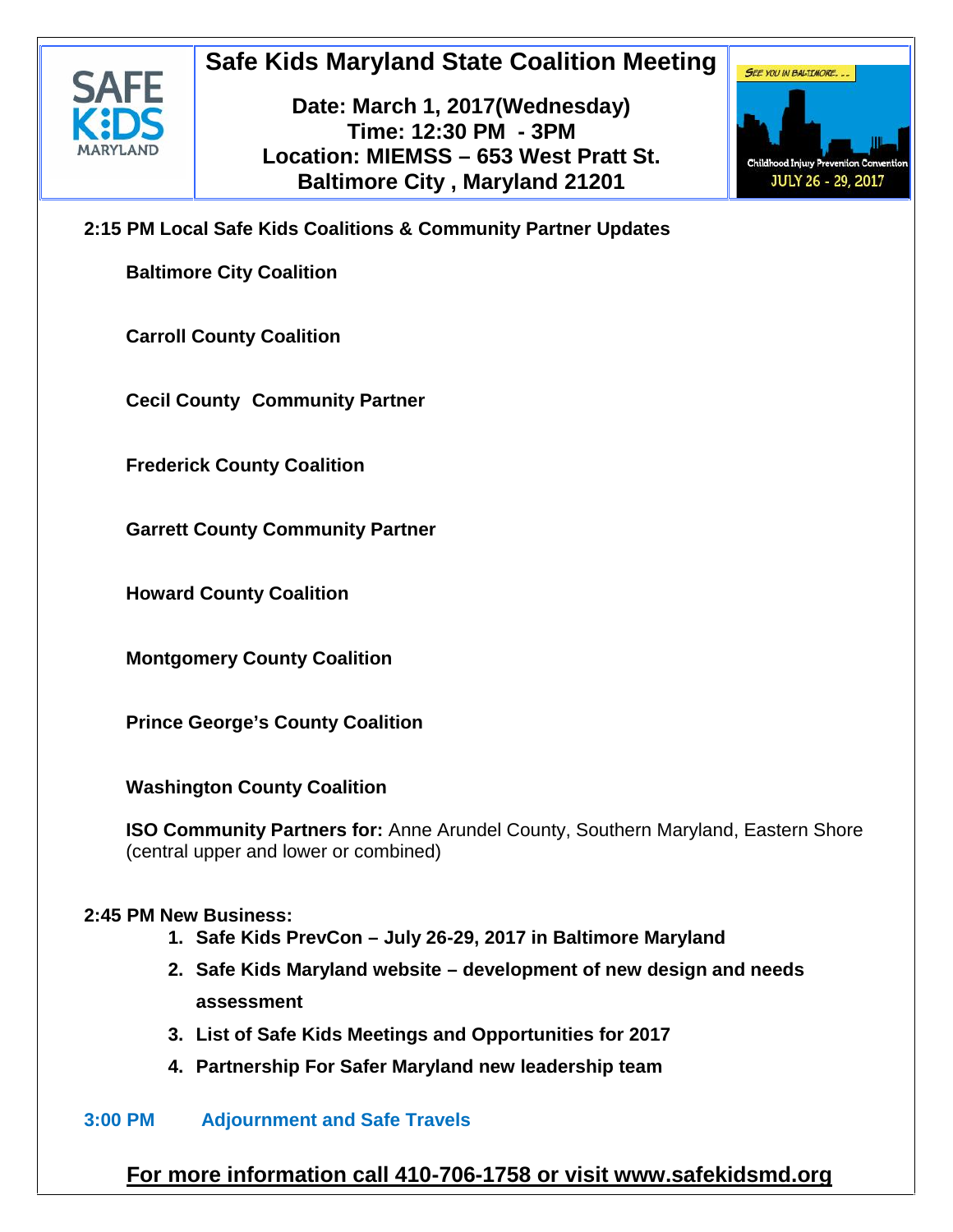# Safe Kids Maryland State Coalition Meeting

**Date: March 1, 2017(Wednesday)**
**Time: 12:30 PM - 3PM**
**Location: MIEMSS – 653 West Pratt St.**
**Baltimore City , Maryland 21201**

SEE YOU IN BALTIMORE. . .

Childhood Injury Prevention Convention
JULY 26 - 29, 2017

**2:15 PM Local Safe Kids Coalitions & Community Partner Updates**

**Baltimore City Coalition**

**Carroll County Coalition**

**Cecil County Community Partner**

**Frederick County Coalition**

**Garrett County Community Partner**

**Howard County Coalition**

**Montgomery County Coalition**

**Prince George's County Coalition**

**Washington County Coalition**

**ISO Community Partners for:** Anne Arundel County, Southern Maryland, Eastern Shore (central upper and lower or combined)

**2:45 PM New Business:**

1. **Safe Kids PrevCon – July 26-29, 2017 in Baltimore Maryland**
2. **Safe Kids Maryland website – development of new design and needs assessment**
3. **List of Safe Kids Meetings and Opportunities for 2017**
4. **Partnership For Safer Maryland new leadership team**

**3:00 PM Adjournment and Safe Travels**

**For more information call 410-706-1758 or visit www.safekidsmd.org**